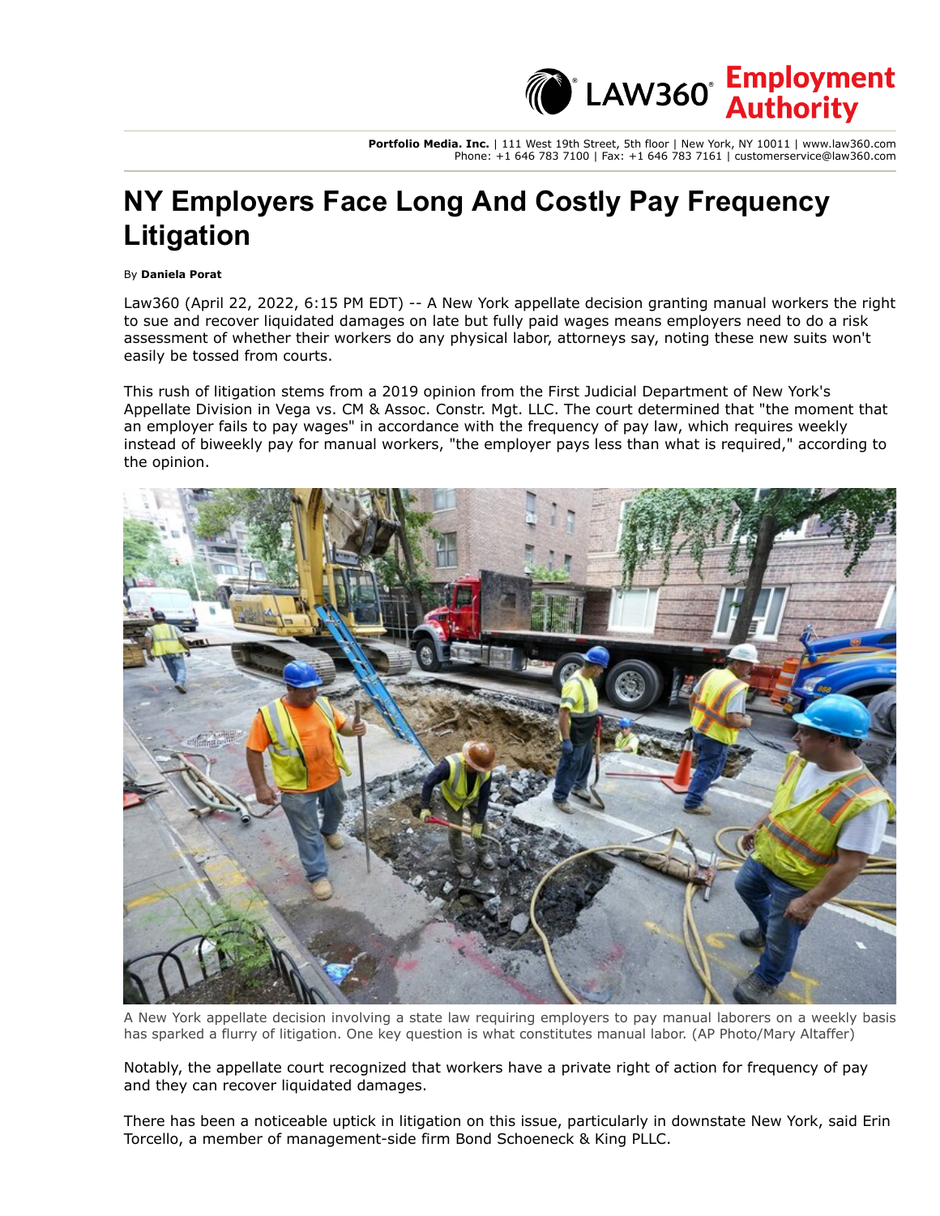# NY Employers Face Long And Costly Pay Frequency Litigation

By **Daniela Porat**

Law360 (April 22, 2022, 6:15 PM EDT) -- A New York appellate decision granting manual workers the right to sue and recover liquidated damages on late but fully paid wages means employers need to do a risk assessment of whether their workers do any physical labor, attorneys say, noting these new suits won't easily be tossed from courts.

This rush of litigation stems from a 2019 opinion from the First Judicial Department of New York's Appellate Division in Vega vs. CM & Assoc. Constr. Mgt. LLC. The court determined that "the moment that an employer fails to pay wages" in accordance with the frequency of pay law, which requires weekly instead of biweekly pay for manual workers, "the employer pays less than what is required," according to the opinion.

A New York appellate decision involving a state law requiring employers to pay manual laborers on a weekly basis has sparked a flurry of litigation. One key question is what constitutes manual labor. (AP Photo/Mary Altaffer)

Notably, the appellate court recognized that workers have a private right of action for frequency of pay and they can recover liquidated damages.

There has been a noticeable uptick in litigation on this issue, particularly in downstate New York, said Erin Torcello, a member of management-side firm Bond Schoeneck & King PLLC.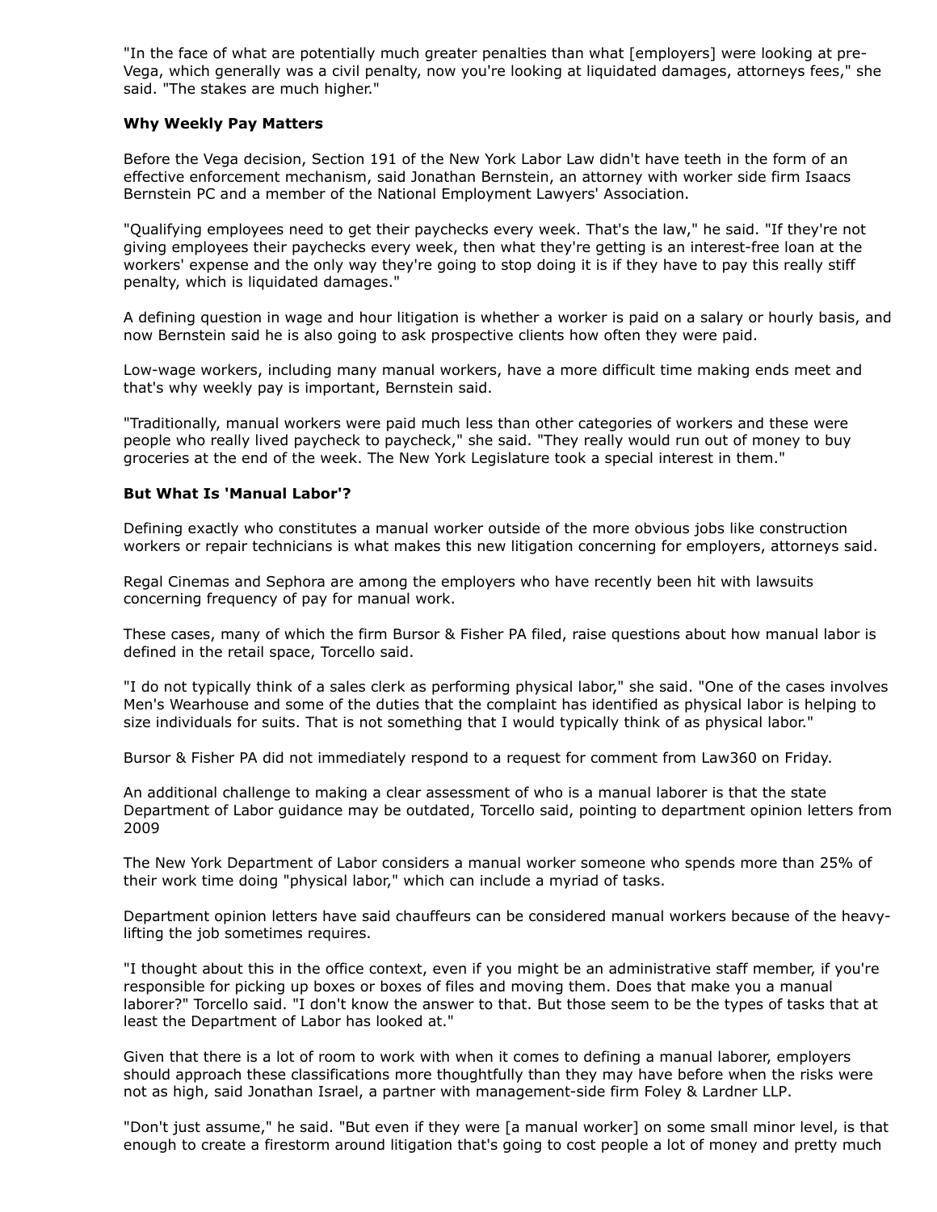"In the face of what are potentially much greater penalties than what [employers] were looking at pre-Vega, which generally was a civil penalty, now you're looking at liquidated damages, attorneys fees," she said. "The stakes are much higher."

**Why Weekly Pay Matters**

Before the Vega decision, Section 191 of the New York Labor Law didn't have teeth in the form of an effective enforcement mechanism, said Jonathan Bernstein, an attorney with worker side firm Isaacs Bernstein PC and a member of the National Employment Lawyers' Association.

"Qualifying employees need to get their paychecks every week. That's the law," he said. "If they're not giving employees their paychecks every week, then what they're getting is an interest-free loan at the workers' expense and the only way they're going to stop doing it is if they have to pay this really stiff penalty, which is liquidated damages."

A defining question in wage and hour litigation is whether a worker is paid on a salary or hourly basis, and now Bernstein said he is also going to ask prospective clients how often they were paid.

Low-wage workers, including many manual workers, have a more difficult time making ends meet and that's why weekly pay is important, Bernstein said.

"Traditionally, manual workers were paid much less than other categories of workers and these were people who really lived paycheck to paycheck," she said. "They really would run out of money to buy groceries at the end of the week. The New York Legislature took a special interest in them."

**But What Is 'Manual Labor'?**

Defining exactly who constitutes a manual worker outside of the more obvious jobs like construction workers or repair technicians is what makes this new litigation concerning for employers, attorneys said.

Regal Cinemas and Sephora are among the employers who have recently been hit with lawsuits concerning frequency of pay for manual work.

These cases, many of which the firm Bursor & Fisher PA filed, raise questions about how manual labor is defined in the retail space, Torcello said.

"I do not typically think of a sales clerk as performing physical labor," she said. "One of the cases involves Men's Wearhouse and some of the duties that the complaint has identified as physical labor is helping to size individuals for suits. That is not something that I would typically think of as physical labor."

Bursor & Fisher PA did not immediately respond to a request for comment from Law360 on Friday.

An additional challenge to making a clear assessment of who is a manual laborer is that the state Department of Labor guidance may be outdated, Torcello said, pointing to department opinion letters from 2009

The New York Department of Labor considers a manual worker someone who spends more than 25% of their work time doing "physical labor," which can include a myriad of tasks.

Department opinion letters have said chauffeurs can be considered manual workers because of the heavy-lifting the job sometimes requires.

"I thought about this in the office context, even if you might be an administrative staff member, if you're responsible for picking up boxes or boxes of files and moving them. Does that make you a manual laborer?" Torcello said. "I don't know the answer to that. But those seem to be the types of tasks that at least the Department of Labor has looked at."

Given that there is a lot of room to work with when it comes to defining a manual laborer, employers should approach these classifications more thoughtfully than they may have before when the risks were not as high, said Jonathan Israel, a partner with management-side firm Foley & Lardner LLP.

"Don't just assume," he said. "But even if they were [a manual worker] on some small minor level, is that enough to create a firestorm around litigation that's going to cost people a lot of money and pretty much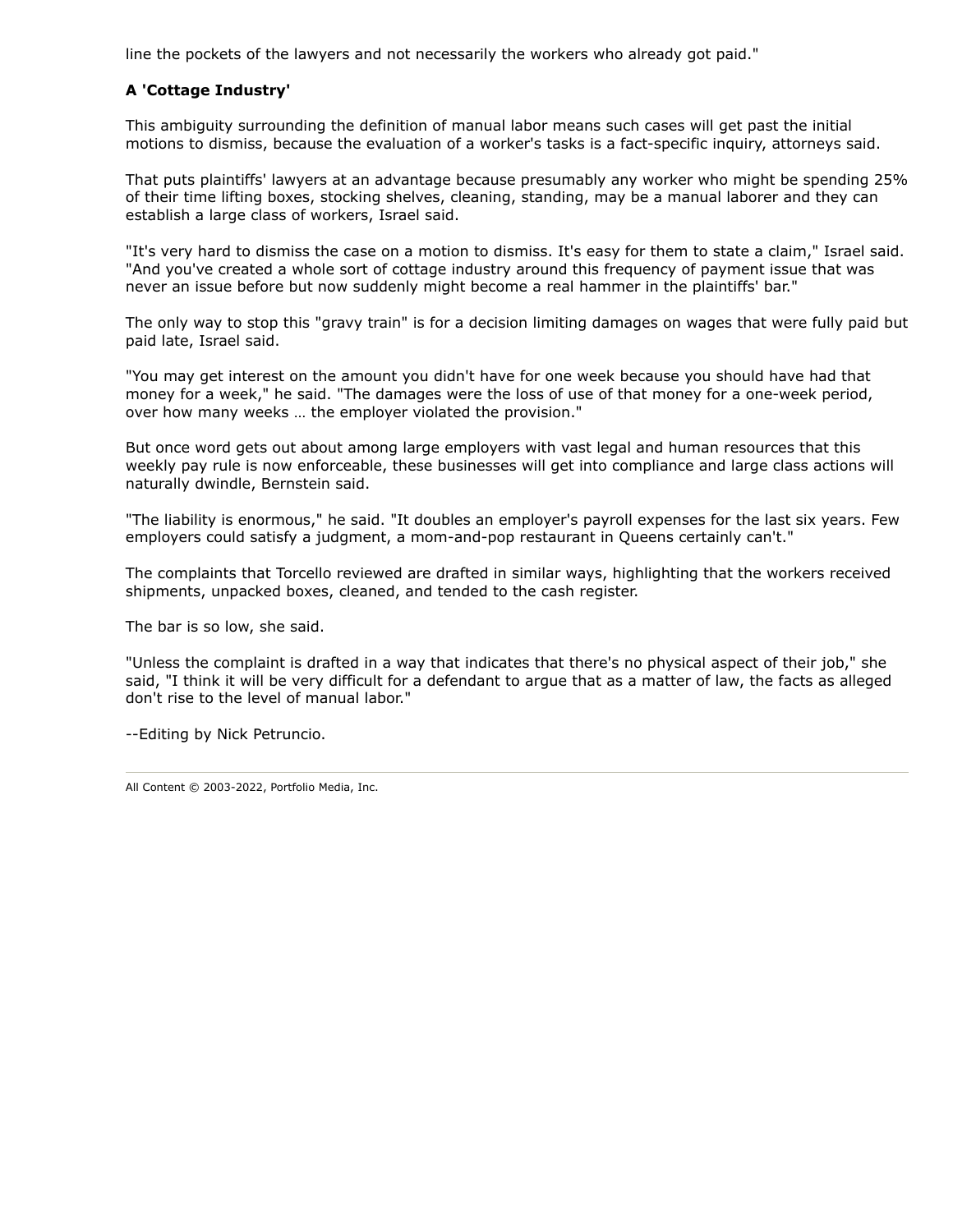line the pockets of the lawyers and not necessarily the workers who already got paid."

**A 'Cottage Industry'**

This ambiguity surrounding the definition of manual labor means such cases will get past the initial motions to dismiss, because the evaluation of a worker's tasks is a fact-specific inquiry, attorneys said.

That puts plaintiffs' lawyers at an advantage because presumably any worker who might be spending 25% of their time lifting boxes, stocking shelves, cleaning, standing, may be a manual laborer and they can establish a large class of workers, Israel said.

"It's very hard to dismiss the case on a motion to dismiss. It's easy for them to state a claim," Israel said. "And you've created a whole sort of cottage industry around this frequency of payment issue that was never an issue before but now suddenly might become a real hammer in the plaintiffs' bar."

The only way to stop this "gravy train" is for a decision limiting damages on wages that were fully paid but paid late, Israel said.

"You may get interest on the amount you didn't have for one week because you should have had that money for a week," he said. "The damages were the loss of use of that money for a one-week period, over how many weeks … the employer violated the provision."

But once word gets out about among large employers with vast legal and human resources that this weekly pay rule is now enforceable, these businesses will get into compliance and large class actions will naturally dwindle, Bernstein said.

"The liability is enormous," he said. "It doubles an employer's payroll expenses for the last six years. Few employers could satisfy a judgment, a mom-and-pop restaurant in Queens certainly can't."

The complaints that Torcello reviewed are drafted in similar ways, highlighting that the workers received shipments, unpacked boxes, cleaned, and tended to the cash register.

The bar is so low, she said.

"Unless the complaint is drafted in a way that indicates that there's no physical aspect of their job," she said, "I think it will be very difficult for a defendant to argue that as a matter of law, the facts as alleged don't rise to the level of manual labor."

--Editing by Nick Petruncio.

All Content © 2003-2022, Portfolio Media, Inc.